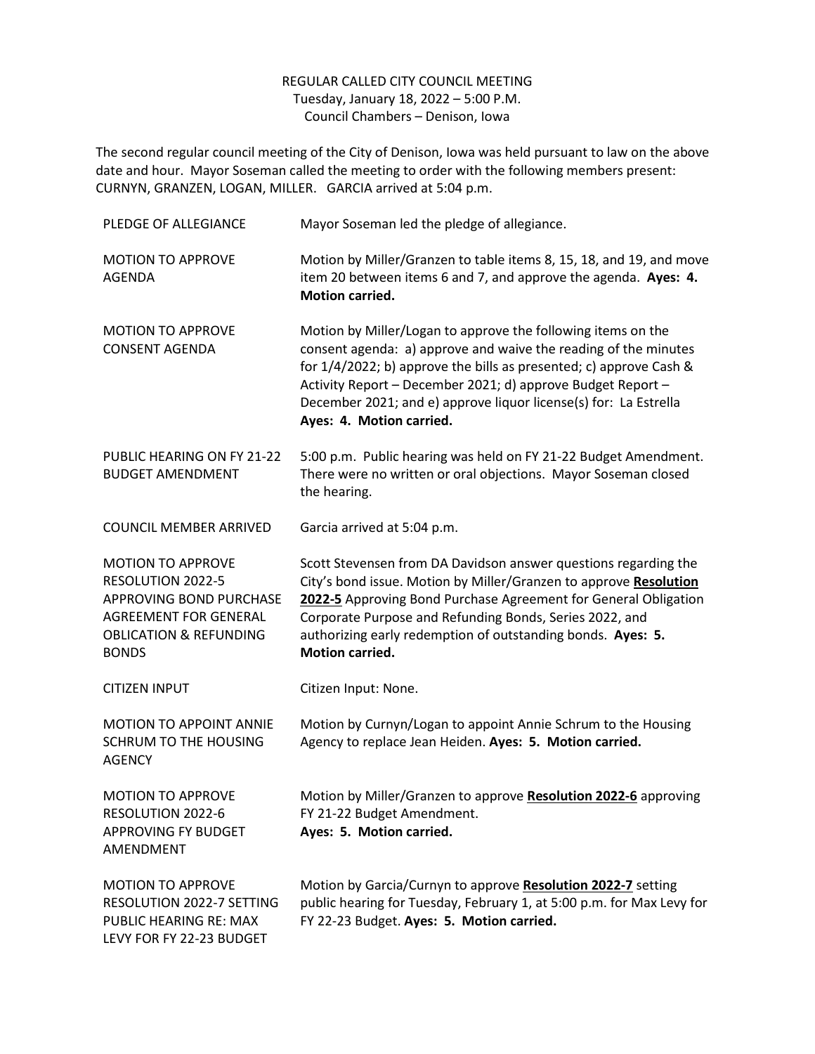REGULAR CALLED CITY COUNCIL MEETING
Tuesday, January 18, 2022 – 5:00 P.M.
Council Chambers – Denison, Iowa

The second regular council meeting of the City of Denison, Iowa was held pursuant to law on the above date and hour. Mayor Soseman called the meeting to order with the following members present: CURNYN, GRANZEN, LOGAN, MILLER. GARCIA arrived at 5:04 p.m.

| | |
|---|---|
| PLEDGE OF ALLEGIANCE | Mayor Soseman led the pledge of allegiance. |
| MOTION TO APPROVE AGENDA | Motion by Miller/Granzen to table items 8, 15, 18, and 19, and move item 20 between items 6 and 7, and approve the agenda. **Ayes: 4. Motion carried.** |
| MOTION TO APPROVE CONSENT AGENDA | Motion by Miller/Logan to approve the following items on the consent agenda: a) approve and waive the reading of the minutes for 1/4/2022; b) approve the bills as presented; c) approve Cash & Activity Report – December 2021; d) approve Budget Report – December 2021; and e) approve liquor license(s) for: La Estrella **Ayes: 4. Motion carried.** |
| PUBLIC HEARING ON FY 21-22 BUDGET AMENDMENT | 5:00 p.m. Public hearing was held on FY 21-22 Budget Amendment. There were no written or oral objections. Mayor Soseman closed the hearing. |
| COUNCIL MEMBER ARRIVED | Garcia arrived at 5:04 p.m. |
| MOTION TO APPROVE RESOLUTION 2022-5 APPROVING BOND PURCHASE AGREEMENT FOR GENERAL OBLICATION & REFUNDING BONDS | Scott Stevensen from DA Davidson answer questions regarding the City's bond issue. Motion by Miller/Granzen to approve **Resolution 2022-5** Approving Bond Purchase Agreement for General Obligation Corporate Purpose and Refunding Bonds, Series 2022, and authorizing early redemption of outstanding bonds. **Ayes: 5. Motion carried.** |
| CITIZEN INPUT | Citizen Input: None. |
| MOTION TO APPOINT ANNIE SCHRUM TO THE HOUSING AGENCY | Motion by Curnyn/Logan to appoint Annie Schrum to the Housing Agency to replace Jean Heiden. **Ayes: 5. Motion carried.** |
| MOTION TO APPROVE RESOLUTION 2022-6 APPROVING FY BUDGET AMENDMENT | Motion by Miller/Granzen to approve **Resolution 2022-6** approving FY 21-22 Budget Amendment. **Ayes: 5. Motion carried.** |
| MOTION TO APPROVE RESOLUTION 2022-7 SETTING PUBLIC HEARING RE: MAX LEVY FOR FY 22-23 BUDGET | Motion by Garcia/Curnyn to approve **Resolution 2022-7** setting public hearing for Tuesday, February 1, at 5:00 p.m. for Max Levy for FY 22-23 Budget. **Ayes: 5. Motion carried.** |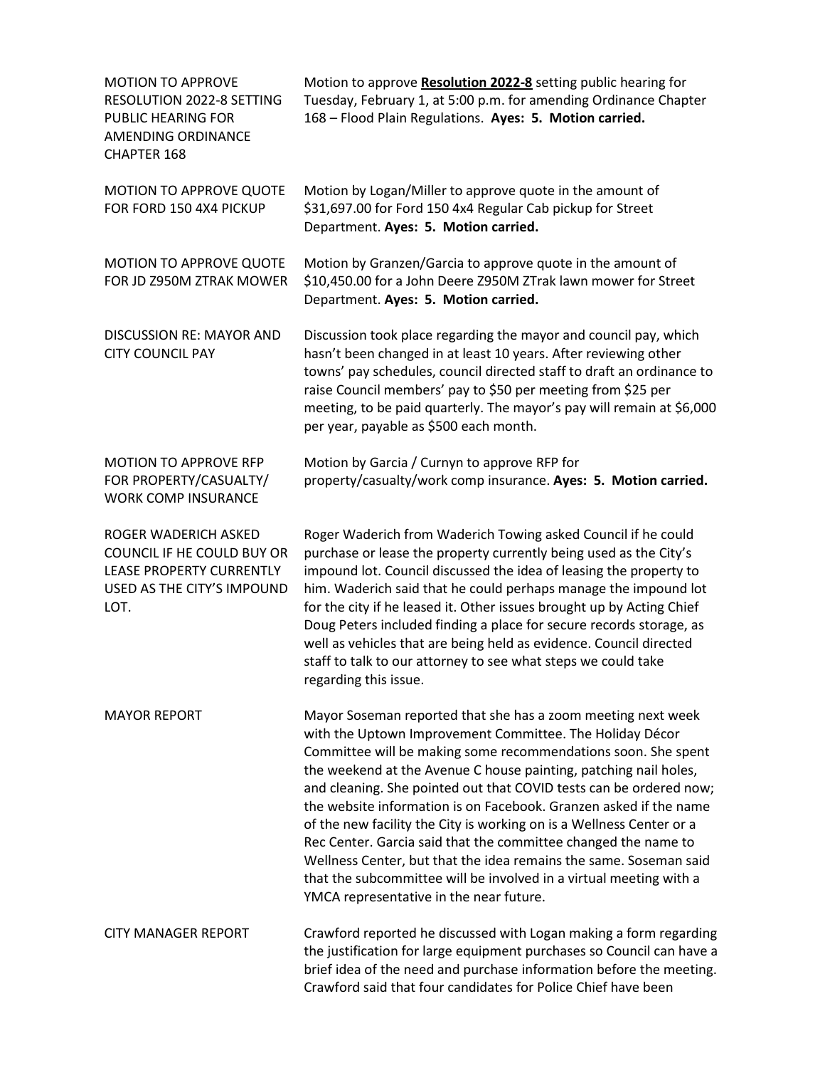| | |
|---|---|
| MOTION TO APPROVE RESOLUTION 2022-8 SETTING PUBLIC HEARING FOR AMENDING ORDINANCE CHAPTER 168 | Motion to approve **Resolution 2022-8** setting public hearing for Tuesday, February 1, at 5:00 p.m. for amending Ordinance Chapter 168 – Flood Plain Regulations. **Ayes: 5. Motion carried.** |
| MOTION TO APPROVE QUOTE FOR FORD 150 4X4 PICKUP | Motion by Logan/Miller to approve quote in the amount of $31,697.00 for Ford 150 4x4 Regular Cab pickup for Street Department. **Ayes: 5. Motion carried.** |
| MOTION TO APPROVE QUOTE FOR JD Z950M ZTRAK MOWER | Motion by Granzen/Garcia to approve quote in the amount of $10,450.00 for a John Deere Z950M ZTrak lawn mower for Street Department. **Ayes: 5. Motion carried.** |
| DISCUSSION RE: MAYOR AND CITY COUNCIL PAY | Discussion took place regarding the mayor and council pay, which hasn't been changed in at least 10 years. After reviewing other towns' pay schedules, council directed staff to draft an ordinance to raise Council members' pay to $50 per meeting from $25 per meeting, to be paid quarterly. The mayor's pay will remain at $6,000 per year, payable as $500 each month. |
| MOTION TO APPROVE RFP FOR PROPERTY/CASUALTY/ WORK COMP INSURANCE | Motion by Garcia / Curnyn to approve RFP for property/casualty/work comp insurance. **Ayes: 5. Motion carried.** |
| ROGER WADERICH ASKED COUNCIL IF HE COULD BUY OR LEASE PROPERTY CURRENTLY USED AS THE CITY'S IMPOUND LOT. | Roger Waderich from Waderich Towing asked Council if he could purchase or lease the property currently being used as the City's impound lot. Council discussed the idea of leasing the property to him. Waderich said that he could perhaps manage the impound lot for the city if he leased it. Other issues brought up by Acting Chief Doug Peters included finding a place for secure records storage, as well as vehicles that are being held as evidence. Council directed staff to talk to our attorney to see what steps we could take regarding this issue. |
| MAYOR REPORT | Mayor Soseman reported that she has a zoom meeting next week with the Uptown Improvement Committee. The Holiday Décor Committee will be making some recommendations soon. She spent the weekend at the Avenue C house painting, patching nail holes, and cleaning. She pointed out that COVID tests can be ordered now; the website information is on Facebook. Granzen asked if the name of the new facility the City is working on is a Wellness Center or a Rec Center. Garcia said that the committee changed the name to Wellness Center, but that the idea remains the same. Soseman said that the subcommittee will be involved in a virtual meeting with a YMCA representative in the near future. |
| CITY MANAGER REPORT | Crawford reported he discussed with Logan making a form regarding the justification for large equipment purchases so Council can have a brief idea of the need and purchase information before the meeting. Crawford said that four candidates for Police Chief have been |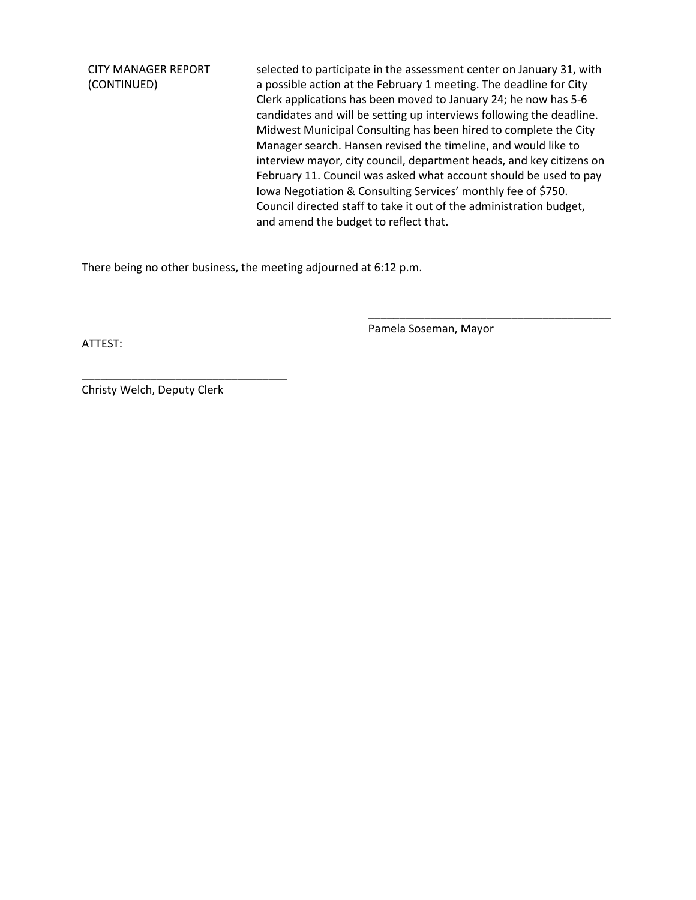| | |
|---|---|
| CITY MANAGER REPORT (CONTINUED) | selected to participate in the assessment center on January 31, with a possible action at the February 1 meeting. The deadline for City Clerk applications has been moved to January 24; he now has 5-6 candidates and will be setting up interviews following the deadline. Midwest Municipal Consulting has been hired to complete the City Manager search. Hansen revised the timeline, and would like to interview mayor, city council, department heads, and key citizens on February 11. Council was asked what account should be used to pay Iowa Negotiation & Consulting Services' monthly fee of $750. Council directed staff to take it out of the administration budget, and amend the budget to reflect that. |

There being no other business, the meeting adjourned at 6:12 p.m.

\_\_\_\_\_\_\_\_\_\_\_\_\_\_\_\_\_\_\_\_\_\_\_\_\_\_\_\_\_\_\_\_\_\_\_\_\_\_\_\_
Pamela Soseman, Mayor

ATTEST:

\_\_\_\_\_\_\_\_\_\_\_\_\_\_\_\_\_\_\_\_\_\_\_\_\_\_\_\_\_\_\_\_\_\_\_
Christy Welch, Deputy Clerk